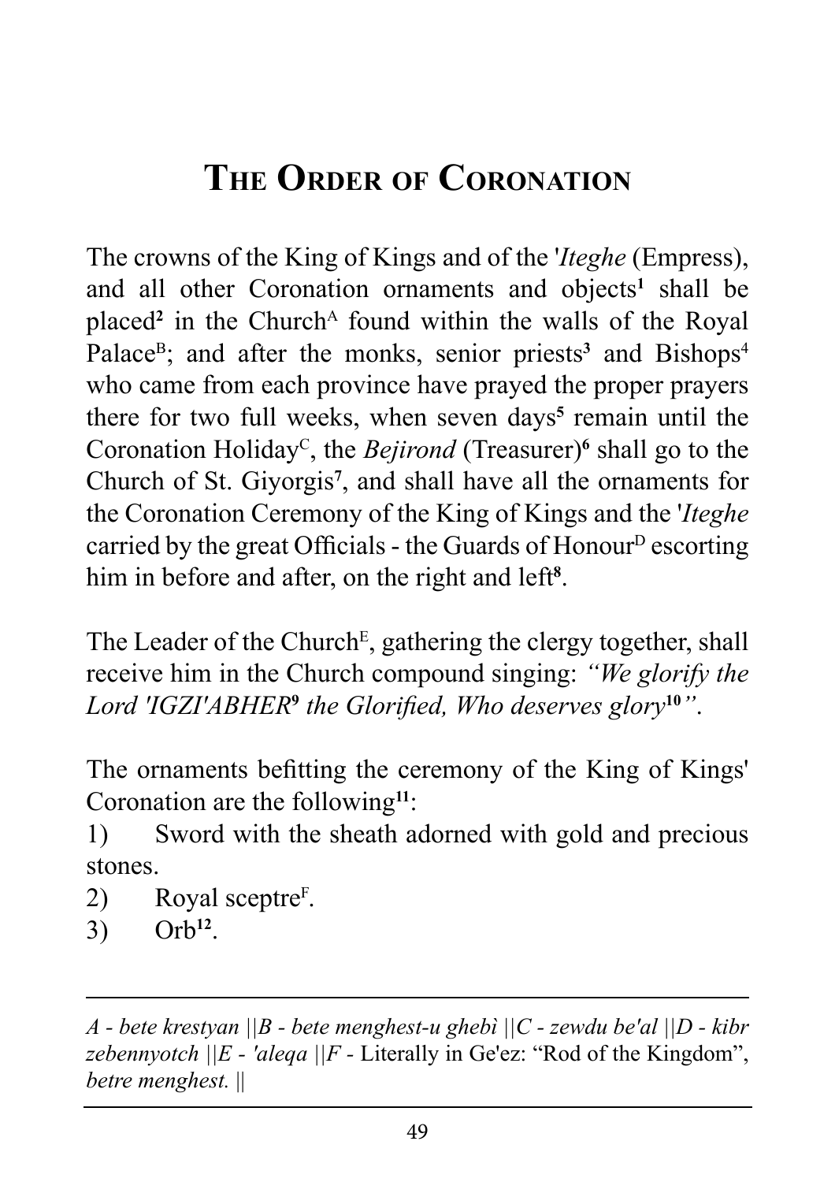# The Order of Coronation

The crowns of the King of Kings and of the '*Iteghe* (Empress), and all other Coronation ornaments and objects[1] shall be placed[2] in the Church[A] found within the walls of the Royal Palace[B]; and after the monks, senior priests[3] and Bishops[4] who came from each province have prayed the proper prayers there for two full weeks, when seven days[5] remain until the Coronation Holiday[C], the *Bejirond* (Treasurer)[6] shall go to the Church of St. Giyorgis[7], and shall have all the ornaments for the Coronation Ceremony of the King of Kings and the '*Iteghe* carried by the great Officials - the Guards of Honour[D] escorting him in before and after, on the right and left[8].

The Leader of the Church[E], gathering the clergy together, shall receive him in the Church compound singing: *"We glorify the Lord 'IGZI'ABHER[9] the Glorified, Who deserves glory[10]"*.

The ornaments befitting the ceremony of the King of Kings' Coronation are the following[11]:

1) Sword with the sheath adorned with gold and precious stones.
2) Royal sceptre[F].
3) Orb[12].

---

*A - bete krestyan* || *B - bete menghest-u ghebì* || *C - zewdu be'al* || *D - kibr zebennyotch* || *E - 'aleqa* || *F* - Literally in Ge'ez: "Rod of the Kingdom", *betre menghest.* ||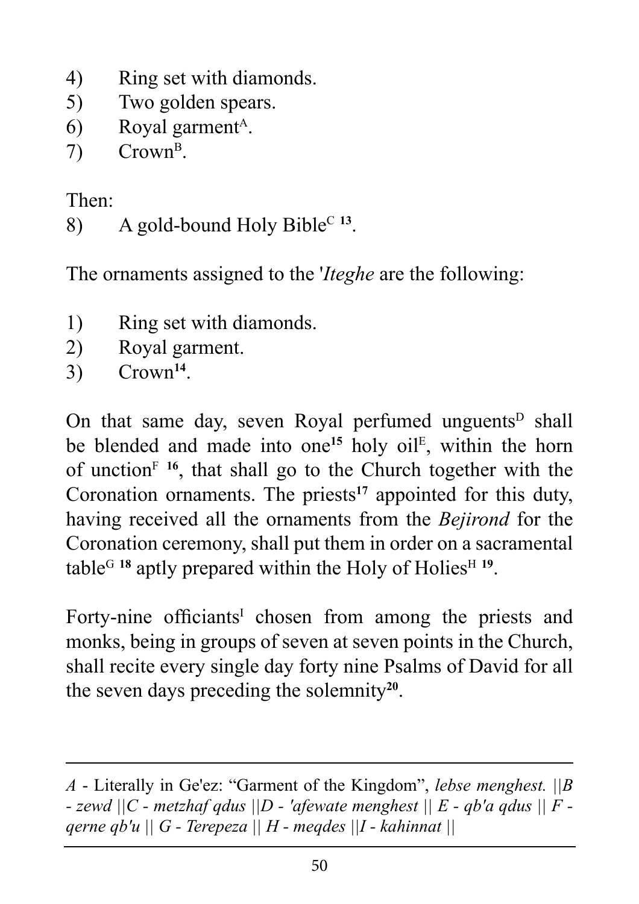4) Ring set with diamonds.
5) Two golden spears.
6) Royal garment[A].
7) Crown[B].

Then:

8) A gold-bound Holy Bible[C] [13].

The ornaments assigned to the '*Iteghe* are the following:

1) Ring set with diamonds.
2) Royal garment.
3) Crown[14].

On that same day, seven Royal perfumed unguents[D] shall be blended and made into one[15] holy oil[E], within the horn of unction[F] [16], that shall go to the Church together with the Coronation ornaments. The priests[17] appointed for this duty, having received all the ornaments from the *Bejirond* for the Coronation ceremony, shall put them in order on a sacramental table[G] [18] aptly prepared within the Holy of Holies[H] [19].

Forty-nine officiants[I] chosen from among the priests and monks, being in groups of seven at seven points in the Church, shall recite every single day forty nine Psalms of David for all the seven days preceding the solemnity[20].

---

*A* - Literally in Ge'ez: "Garment of the Kingdom", *lebse menghest.* ||*B - zewd* ||*C - metzhaf qdus* ||*D - 'afewate menghest* || *E - qb'a qdus* || *F - qerne qb'u* || *G - Terepeza* || *H - meqdes* ||*I - kahinnat* ||